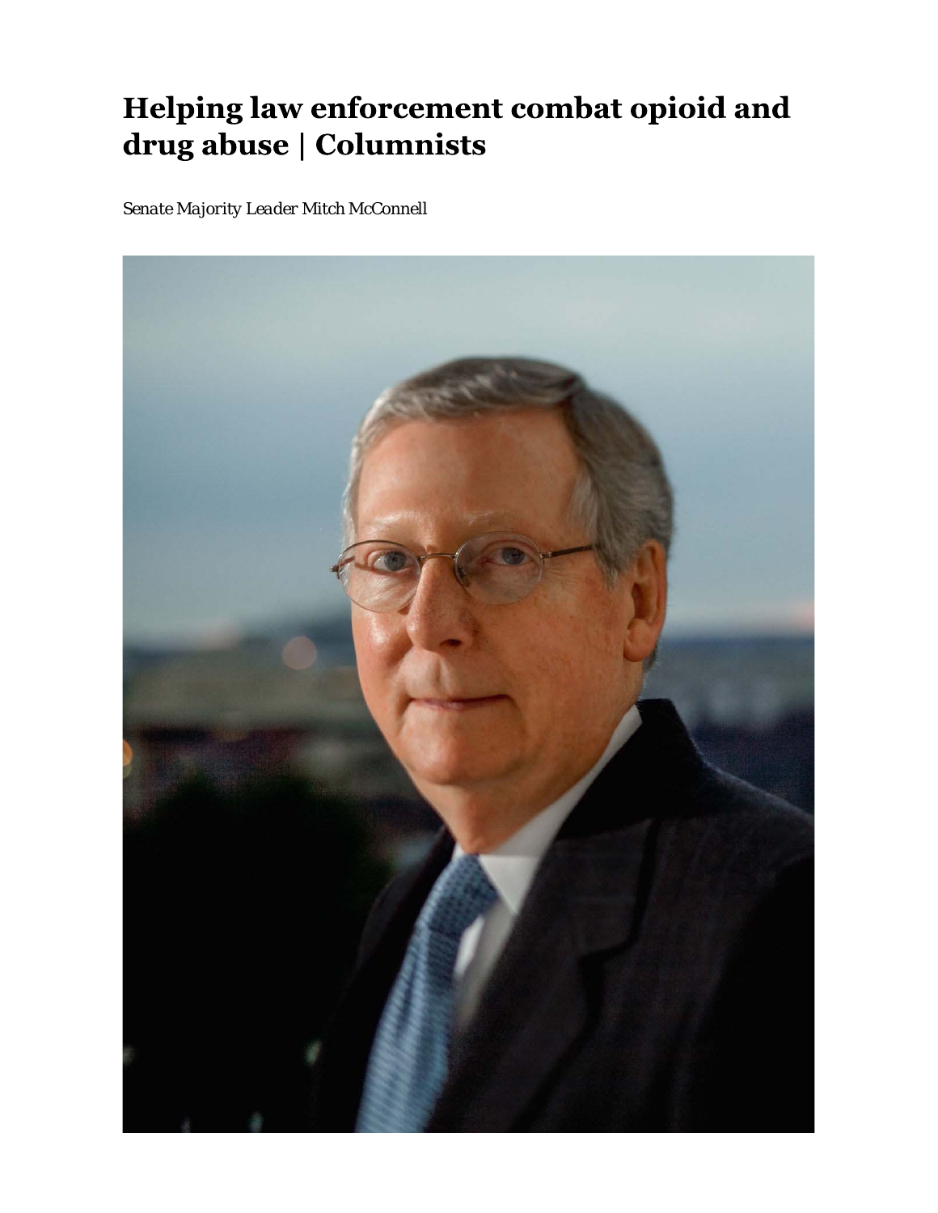# Helping law enforcement combat opioid and drug abuse | Columnists

*Senate Majority Leader Mitch McConnell*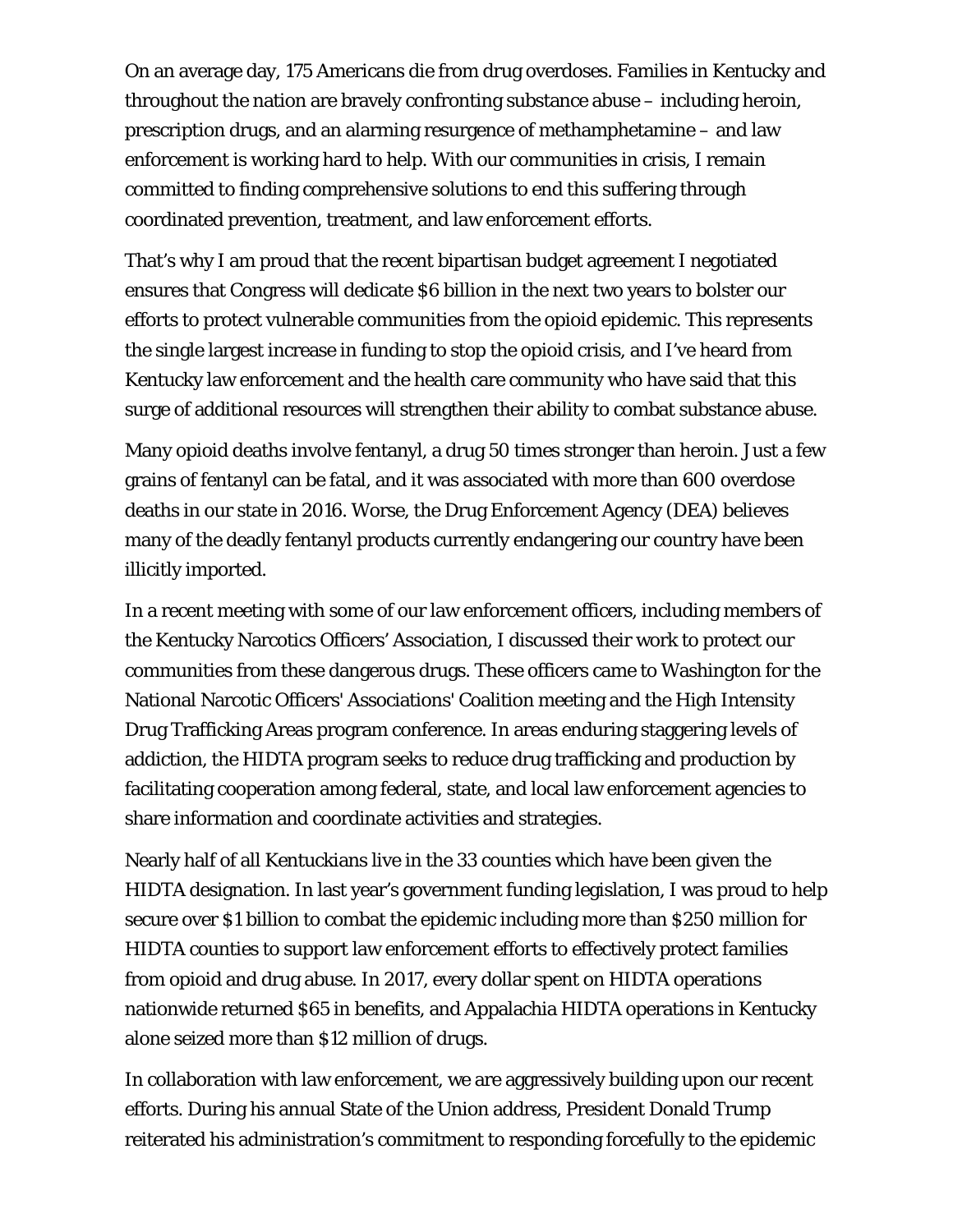On an average day, 175 Americans die from drug overdoses. Families in Kentucky and throughout the nation are bravely confronting substance abuse – including heroin, prescription drugs, and an alarming resurgence of methamphetamine – and law enforcement is working hard to help. With our communities in crisis, I remain committed to finding comprehensive solutions to end this suffering through coordinated prevention, treatment, and law enforcement efforts.

That's why I am proud that the recent bipartisan budget agreement I negotiated ensures that Congress will dedicate $6 billion in the next two years to bolster our efforts to protect vulnerable communities from the opioid epidemic. This represents the single largest increase in funding to stop the opioid crisis, and I've heard from Kentucky law enforcement and the health care community who have said that this surge of additional resources will strengthen their ability to combat substance abuse.

Many opioid deaths involve fentanyl, a drug 50 times stronger than heroin. Just a few grains of fentanyl can be fatal, and it was associated with more than 600 overdose deaths in our state in 2016. Worse, the Drug Enforcement Agency (DEA) believes many of the deadly fentanyl products currently endangering our country have been illicitly imported.

In a recent meeting with some of our law enforcement officers, including members of the Kentucky Narcotics Officers' Association, I discussed their work to protect our communities from these dangerous drugs. These officers came to Washington for the National Narcotic Officers' Associations' Coalition meeting and the High Intensity Drug Trafficking Areas program conference. In areas enduring staggering levels of addiction, the HIDTA program seeks to reduce drug trafficking and production by facilitating cooperation among federal, state, and local law enforcement agencies to share information and coordinate activities and strategies.

Nearly half of all Kentuckians live in the 33 counties which have been given the HIDTA designation. In last year's government funding legislation, I was proud to help secure over $1 billion to combat the epidemic including more than $250 million for HIDTA counties to support law enforcement efforts to effectively protect families from opioid and drug abuse. In 2017, every dollar spent on HIDTA operations nationwide returned $65 in benefits, and Appalachia HIDTA operations in Kentucky alone seized more than $12 million of drugs.

In collaboration with law enforcement, we are aggressively building upon our recent efforts. During his annual State of the Union address, President Donald Trump reiterated his administration's commitment to responding forcefully to the epidemic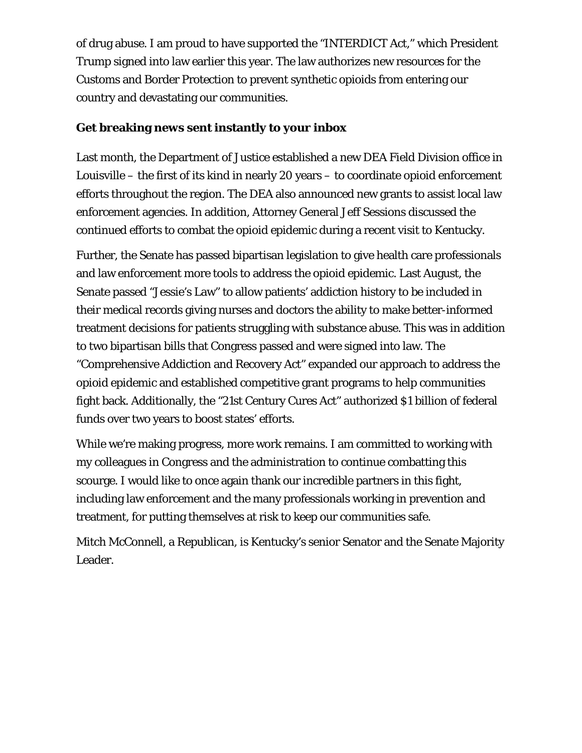of drug abuse. I am proud to have supported the "INTERDICT Act," which President Trump signed into law earlier this year. The law authorizes new resources for the Customs and Border Protection to prevent synthetic opioids from entering our country and devastating our communities.

**Get breaking news sent instantly to your inbox**

Last month, the Department of Justice established a new DEA Field Division office in Louisville – the first of its kind in nearly 20 years – to coordinate opioid enforcement efforts throughout the region. The DEA also announced new grants to assist local law enforcement agencies. In addition, Attorney General Jeff Sessions discussed the continued efforts to combat the opioid epidemic during a recent visit to Kentucky.

Further, the Senate has passed bipartisan legislation to give health care professionals and law enforcement more tools to address the opioid epidemic. Last August, the Senate passed "Jessie's Law" to allow patients' addiction history to be included in their medical records giving nurses and doctors the ability to make better-informed treatment decisions for patients struggling with substance abuse. This was in addition to two bipartisan bills that Congress passed and were signed into law. The "Comprehensive Addiction and Recovery Act" expanded our approach to address the opioid epidemic and established competitive grant programs to help communities fight back. Additionally, the "21st Century Cures Act" authorized $1 billion of federal funds over two years to boost states' efforts.

While we're making progress, more work remains. I am committed to working with my colleagues in Congress and the administration to continue combatting this scourge. I would like to once again thank our incredible partners in this fight, including law enforcement and the many professionals working in prevention and treatment, for putting themselves at risk to keep our communities safe.

Mitch McConnell, a Republican, is Kentucky's senior Senator and the Senate Majority Leader.